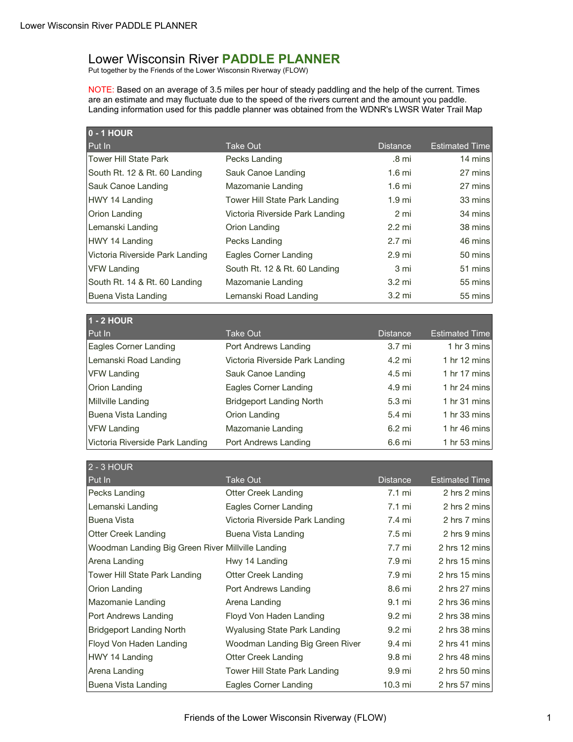# Lower Wisconsin River **PADDLE PLANNER**

Put together by the Friends of the Lower Wisconsin Riverway (FLOW)

NOTE: Based on an average of 3.5 miles per hour of steady paddling and the help of the current. Times are an estimate and may fluctuate due to the speed of the rivers current and the amount you paddle. Landing information used for this paddle planner was obtained from the WDNR's LWSR Water Trail Map

| **0 - 1 HOUR** | | | |
|---|---|---|---|
| Put In | Take Out | Distance | Estimated Time |
| Tower Hill State Park | Pecks Landing | .8 mi | 14 mins |
| South Rt. 12 & Rt. 60 Landing | Sauk Canoe Landing | 1.6 mi | 27 mins |
| Sauk Canoe Landing | Mazomanie Landing | 1.6 mi | 27 mins |
| HWY 14 Landing | Tower Hill State Park Landing | 1.9 mi | 33 mins |
| Orion Landing | Victoria Riverside Park Landing | 2 mi | 34 mins |
| Lemanski Landing | Orion Landing | 2.2 mi | 38 mins |
| HWY 14 Landing | Pecks Landing | 2.7 mi | 46 mins |
| Victoria Riverside Park Landing | Eagles Corner Landing | 2.9 mi | 50 mins |
| VFW Landing | South Rt. 12 & Rt. 60 Landing | 3 mi | 51 mins |
| South Rt. 14 & Rt. 60 Landing | Mazomanie Landing | 3.2 mi | 55 mins |
| Buena Vista Landing | Lemanski Road Landing | 3.2 mi | 55 mins |

| **1 - 2 HOUR** | | | |
|---|---|---|---|
| Put In | Take Out | Distance | Estimated Time |
| Eagles Corner Landing | Port Andrews Landing | 3.7 mi | 1 hr 3 mins |
| Lemanski Road Landing | Victoria Riverside Park Landing | 4.2 mi | 1 hr 12 mins |
| VFW Landing | Sauk Canoe Landing | 4.5 mi | 1 hr 17 mins |
| Orion Landing | Eagles Corner Landing | 4.9 mi | 1 hr 24 mins |
| Millville Landing | Bridgeport Landing North | 5.3 mi | 1 hr 31 mins |
| Buena Vista Landing | Orion Landing | 5.4 mi | 1 hr 33 mins |
| VFW Landing | Mazomanie Landing | 6.2 mi | 1 hr 46 mins |
| Victoria Riverside Park Landing | Port Andrews Landing | 6.6 mi | 1 hr 53 mins |

| 2 - 3 HOUR | | | |
|---|---|---|---|
| Put In | Take Out | Distance | Estimated Time |
| Pecks Landing | Otter Creek Landing | 7.1 mi | 2 hrs 2 mins |
| Lemanski Landing | Eagles Corner Landing | 7.1 mi | 2 hrs 2 mins |
| Buena Vista | Victoria Riverside Park Landing | 7.4 mi | 2 hrs 7 mins |
| Otter Creek Landing | Buena Vista Landing | 7.5 mi | 2 hrs 9 mins |
| Woodman Landing Big Green River | Millville Landing | 7.7 mi | 2 hrs 12 mins |
| Arena Landing | Hwy 14 Landing | 7.9 mi | 2 hrs 15 mins |
| Tower Hill State Park Landing | Otter Creek Landing | 7.9 mi | 2 hrs 15 mins |
| Orion Landing | Port Andrews Landing | 8.6 mi | 2 hrs 27 mins |
| Mazomanie Landing | Arena Landing | 9.1 mi | 2 hrs 36 mins |
| Port Andrews Landing | Floyd Von Haden Landing | 9.2 mi | 2 hrs 38 mins |
| Bridgeport Landing North | Wyalusing State Park Landing | 9.2 mi | 2 hrs 38 mins |
| Floyd Von Haden Landing | Woodman Landing Big Green River | 9.4 mi | 2 hrs 41 mins |
| HWY 14 Landing | Otter Creek Landing | 9.8 mi | 2 hrs 48 mins |
| Arena Landing | Tower Hill State Park Landing | 9.9 mi | 2 hrs 50 mins |
| Buena Vista Landing | Eagles Corner Landing | 10.3 mi | 2 hrs 57 mins |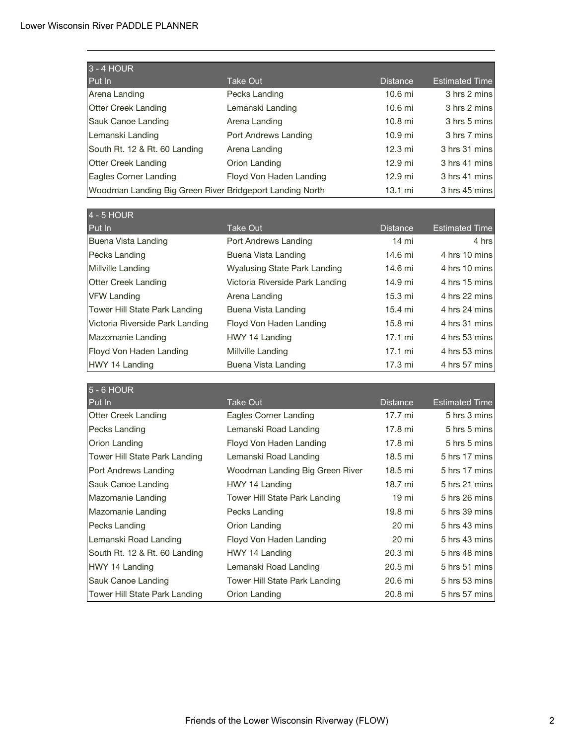## 3 - 4 HOUR

| Put In | Take Out | Distance | Estimated Time |
|---|---|---|---|
| Arena Landing | Pecks Landing | 10.6 mi | 3 hrs 2 mins |
| Otter Creek Landing | Lemanski Landing | 10.6 mi | 3 hrs 2 mins |
| Sauk Canoe Landing | Arena Landing | 10.8 mi | 3 hrs 5 mins |
| Lemanski Landing | Port Andrews Landing | 10.9 mi | 3 hrs 7 mins |
| South Rt. 12 & Rt. 60 Landing | Arena Landing | 12.3 mi | 3 hrs 31 mins |
| Otter Creek Landing | Orion Landing | 12.9 mi | 3 hrs 41 mins |
| Eagles Corner Landing | Floyd Von Haden Landing | 12.9 mi | 3 hrs 41 mins |
| Woodman Landing Big Green River | Bridgeport Landing North | 13.1 mi | 3 hrs 45 mins |

## 4 - 5 HOUR

| Put In | Take Out | Distance | Estimated Time |
|---|---|---|---|
| Buena Vista Landing | Port Andrews Landing | 14 mi | 4 hrs |
| Pecks Landing | Buena Vista Landing | 14.6 mi | 4 hrs 10 mins |
| Millville Landing | Wyalusing State Park Landing | 14.6 mi | 4 hrs 10 mins |
| Otter Creek Landing | Victoria Riverside Park Landing | 14.9 mi | 4 hrs 15 mins |
| VFW Landing | Arena Landing | 15.3 mi | 4 hrs 22 mins |
| Tower Hill State Park Landing | Buena Vista Landing | 15.4 mi | 4 hrs 24 mins |
| Victoria Riverside Park Landing | Floyd Von Haden Landing | 15.8 mi | 4 hrs 31 mins |
| Mazomanie Landing | HWY 14 Landing | 17.1 mi | 4 hrs 53 mins |
| Floyd Von Haden Landing | Millville Landing | 17.1 mi | 4 hrs 53 mins |
| HWY 14 Landing | Buena Vista Landing | 17.3 mi | 4 hrs 57 mins |

## 5 - 6 HOUR

| Put In | Take Out | Distance | Estimated Time |
|---|---|---|---|
| Otter Creek Landing | Eagles Corner Landing | 17.7 mi | 5 hrs 3 mins |
| Pecks Landing | Lemanski Road Landing | 17.8 mi | 5 hrs 5 mins |
| Orion Landing | Floyd Von Haden Landing | 17.8 mi | 5 hrs 5 mins |
| Tower Hill State Park Landing | Lemanski Road Landing | 18.5 mi | 5 hrs 17 mins |
| Port Andrews Landing | Woodman Landing Big Green River | 18.5 mi | 5 hrs 17 mins |
| Sauk Canoe Landing | HWY 14 Landing | 18.7 mi | 5 hrs 21 mins |
| Mazomanie Landing | Tower Hill State Park Landing | 19 mi | 5 hrs 26 mins |
| Mazomanie Landing | Pecks Landing | 19.8 mi | 5 hrs 39 mins |
| Pecks Landing | Orion Landing | 20 mi | 5 hrs 43 mins |
| Lemanski Road Landing | Floyd Von Haden Landing | 20 mi | 5 hrs 43 mins |
| South Rt. 12 & Rt. 60 Landing | HWY 14 Landing | 20.3 mi | 5 hrs 48 mins |
| HWY 14 Landing | Lemanski Road Landing | 20.5 mi | 5 hrs 51 mins |
| Sauk Canoe Landing | Tower Hill State Park Landing | 20.6 mi | 5 hrs 53 mins |
| Tower Hill State Park Landing | Orion Landing | 20.8 mi | 5 hrs 57 mins |